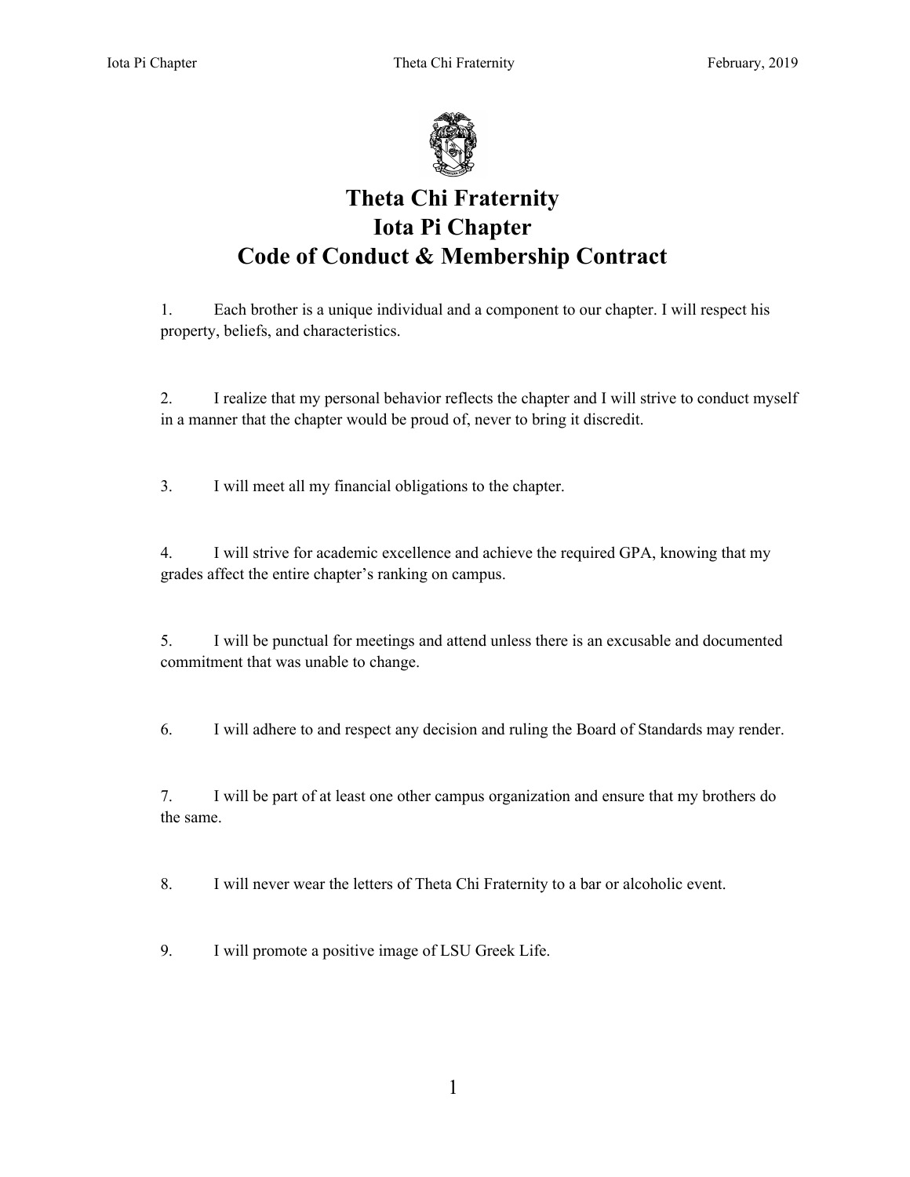# Theta Chi Fraternity
# Iota Pi Chapter
# Code of Conduct & Membership Contract

1. Each brother is a unique individual and a component to our chapter. I will respect his property, beliefs, and characteristics.

2. I realize that my personal behavior reflects the chapter and I will strive to conduct myself in a manner that the chapter would be proud of, never to bring it discredit.

3. I will meet all my financial obligations to the chapter.

4. I will strive for academic excellence and achieve the required GPA, knowing that my grades affect the entire chapter's ranking on campus.

5. I will be punctual for meetings and attend unless there is an excusable and documented commitment that was unable to change.

6. I will adhere to and respect any decision and ruling the Board of Standards may render.

7. I will be part of at least one other campus organization and ensure that my brothers do the same.

8. I will never wear the letters of Theta Chi Fraternity to a bar or alcoholic event.

9. I will promote a positive image of LSU Greek Life.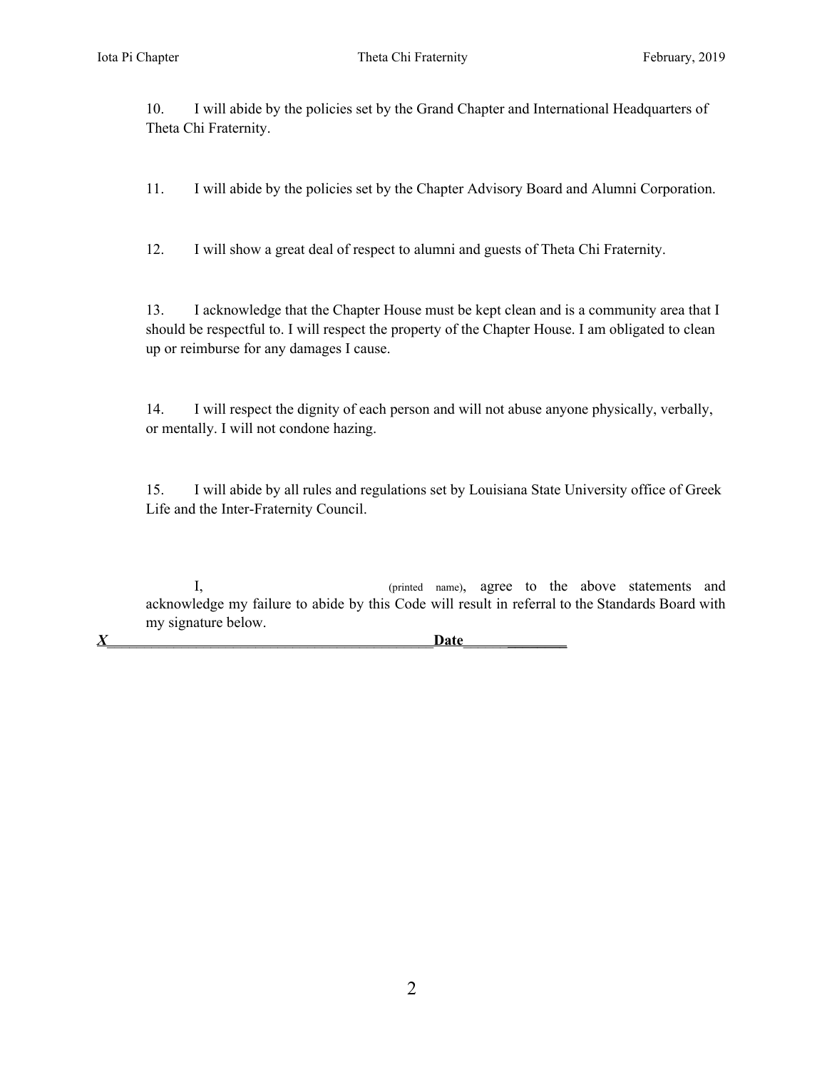10. I will abide by the policies set by the Grand Chapter and International Headquarters of Theta Chi Fraternity.

11. I will abide by the policies set by the Chapter Advisory Board and Alumni Corporation.

12. I will show a great deal of respect to alumni and guests of Theta Chi Fraternity.

13. I acknowledge that the Chapter House must be kept clean and is a community area that I should be respectful to. I will respect the property of the Chapter House. I am obligated to clean up or reimburse for any damages I cause.

14. I will respect the dignity of each person and will not abuse anyone physically, verbally, or mentally. I will not condone hazing.

15. I will abide by all rules and regulations set by Louisiana State University office of Greek Life and the Inter-Fraternity Council.

I, (printed name), agree to the above statements and acknowledge my failure to abide by this Code will result in referral to the Standards Board with my signature below.

***X*\_\_\_\_\_\_\_\_\_\_\_\_\_\_\_\_\_\_\_\_\_\_\_\_\_\_\_\_\_\_\_\_\_\_\_\_\_\_\_\_\_\_\_\_Date\_\_\_\_\_\_\_\_\_\_\_\_\_\_**